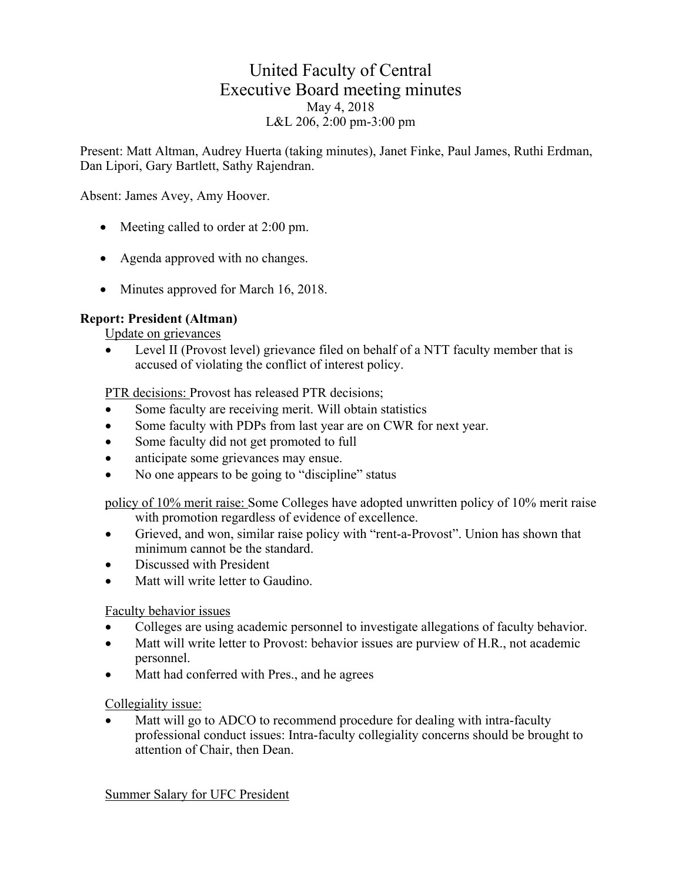# United Faculty of Central
## Executive Board meeting minutes
May 4, 2018
L&L 206, 2:00 pm-3:00 pm

Present: Matt Altman, Audrey Huerta (taking minutes), Janet Finke, Paul James, Ruthi Erdman, Dan Lipori, Gary Bartlett, Sathy Rajendran.

Absent: James Avey, Amy Hoover.

- Meeting called to order at 2:00 pm.
- Agenda approved with no changes.
- Minutes approved for March 16, 2018.

**Report: President (Altman)**

Update on grievances

- Level II (Provost level) grievance filed on behalf of a NTT faculty member that is accused of violating the conflict of interest policy.

PTR decisions: Provost has released PTR decisions;

- Some faculty are receiving merit. Will obtain statistics
- Some faculty with PDPs from last year are on CWR for next year.
- Some faculty did not get promoted to full
- anticipate some grievances may ensue.
- No one appears to be going to "discipline" status

policy of 10% merit raise: Some Colleges have adopted unwritten policy of 10% merit raise with promotion regardless of evidence of excellence.

- Grieved, and won, similar raise policy with "rent-a-Provost". Union has shown that minimum cannot be the standard.
- Discussed with President
- Matt will write letter to Gaudino.

Faculty behavior issues

- Colleges are using academic personnel to investigate allegations of faculty behavior.
- Matt will write letter to Provost: behavior issues are purview of H.R., not academic personnel.
- Matt had conferred with Pres., and he agrees

Collegiality issue:

- Matt will go to ADCO to recommend procedure for dealing with intra-faculty professional conduct issues: Intra-faculty collegiality concerns should be brought to attention of Chair, then Dean.

Summer Salary for UFC President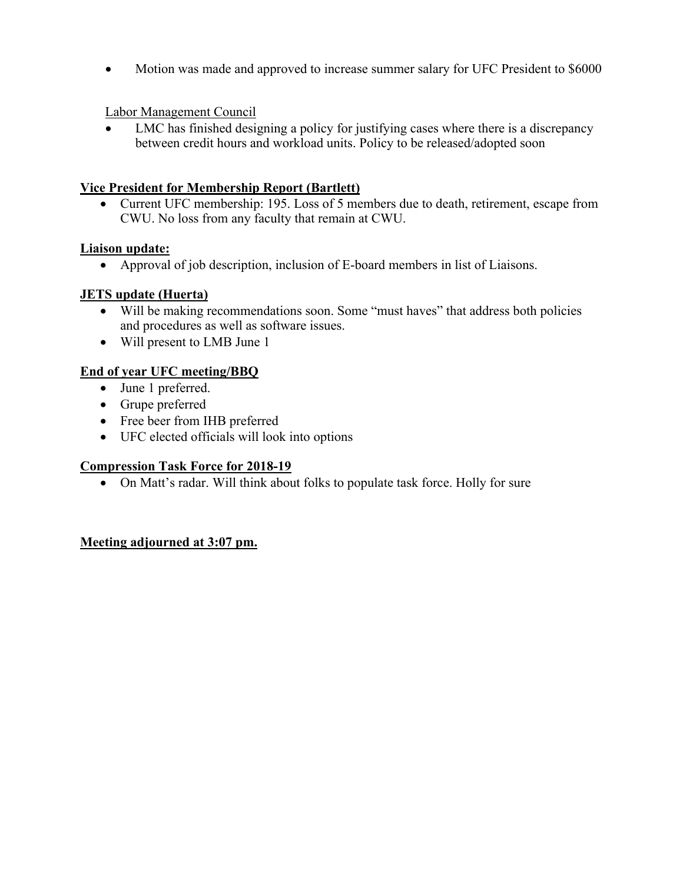- Motion was made and approved to increase summer salary for UFC President to $6000

Labor Management Council

- LMC has finished designing a policy for justifying cases where there is a discrepancy between credit hours and workload units. Policy to be released/adopted soon

**Vice President for Membership Report (Bartlett)**

- Current UFC membership: 195. Loss of 5 members due to death, retirement, escape from CWU. No loss from any faculty that remain at CWU.

**Liaison update:**

- Approval of job description, inclusion of E-board members in list of Liaisons.

**JETS update (Huerta)**

- Will be making recommendations soon. Some "must haves" that address both policies and procedures as well as software issues.
- Will present to LMB June 1

**End of year UFC meeting/BBQ**

- June 1 preferred.
- Grupe preferred
- Free beer from IHB preferred
- UFC elected officials will look into options

**Compression Task Force for 2018-19**

- On Matt's radar. Will think about folks to populate task force. Holly for sure

**Meeting adjourned at 3:07 pm.**